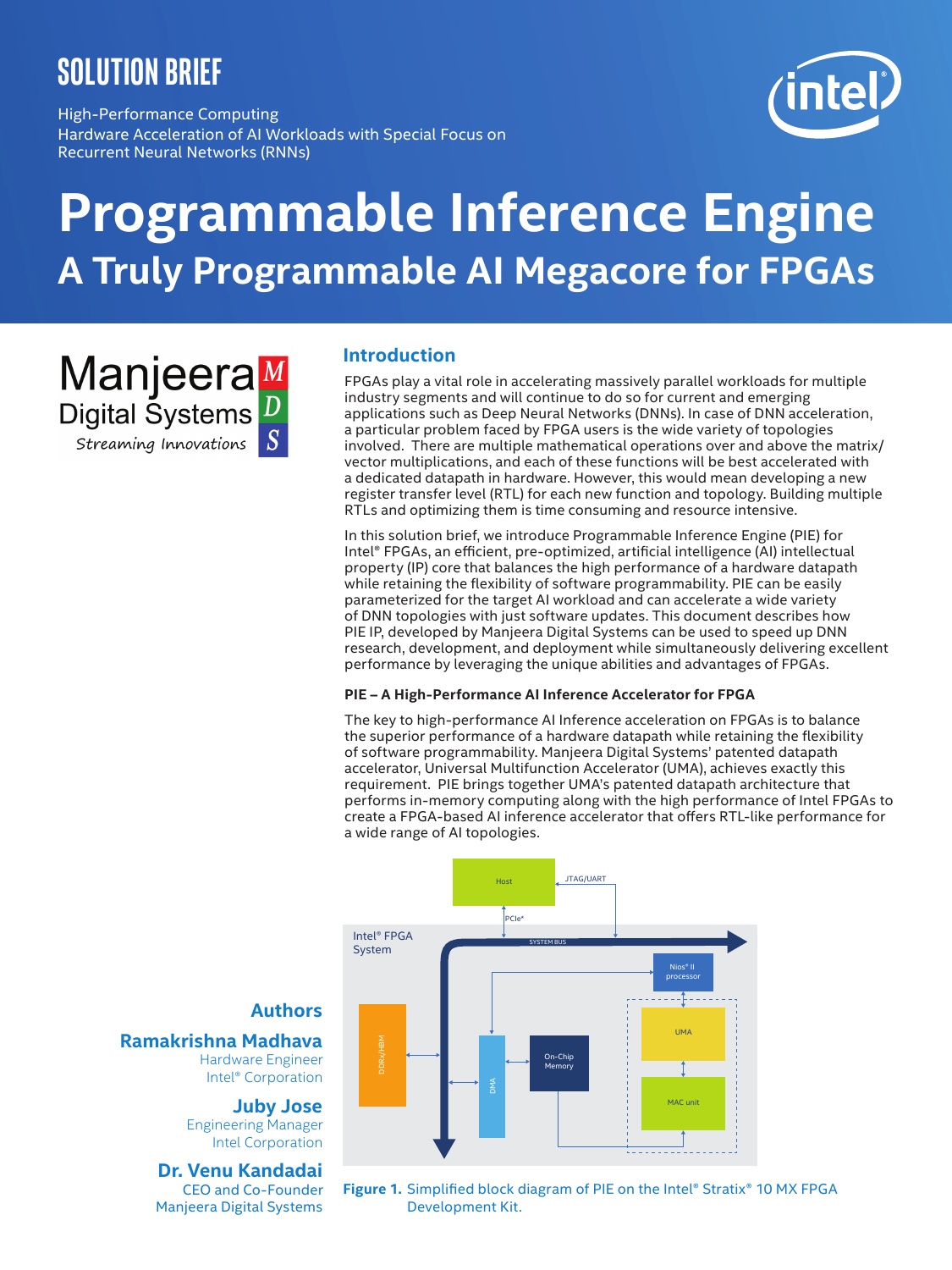# SOLUTION BRIEF

High-Performance Computing
Hardware Acceleration of AI Workloads with Special Focus on Recurrent Neural Networks (RNNs)

# Programmable Inference Engine

## A Truly Programmable AI Megacore for FPGAs

Manjeera Digital Systems
*Streaming Innovations*

## Introduction

FPGAs play a vital role in accelerating massively parallel workloads for multiple industry segments and will continue to do so for current and emerging applications such as Deep Neural Networks (DNNs). In case of DNN acceleration, a particular problem faced by FPGA users is the wide variety of topologies involved. There are multiple mathematical operations over and above the matrix/vector multiplications, and each of these functions will be best accelerated with a dedicated datapath in hardware. However, this would mean developing a new register transfer level (RTL) for each new function and topology. Building multiple RTLs and optimizing them is time consuming and resource intensive.

In this solution brief, we introduce Programmable Inference Engine (PIE) for Intel® FPGAs, an efficient, pre-optimized, artificial intelligence (AI) intellectual property (IP) core that balances the high performance of a hardware datapath while retaining the flexibility of software programmability. PIE can be easily parameterized for the target AI workload and can accelerate a wide variety of DNN topologies with just software updates. This document describes how PIE IP, developed by Manjeera Digital Systems can be used to speed up DNN research, development, and deployment while simultaneously delivering excellent performance by leveraging the unique abilities and advantages of FPGAs.

### PIE – A High-Performance AI Inference Accelerator for FPGA

The key to high-performance AI Inference acceleration on FPGAs is to balance the superior performance of a hardware datapath while retaining the flexibility of software programmability. Manjeera Digital Systems' patented datapath accelerator, Universal Multifunction Accelerator (UMA), achieves exactly this requirement. PIE brings together UMA's patented datapath architecture that performs in-memory computing along with the high performance of Intel FPGAs to create a FPGA-based AI inference accelerator that offers RTL-like performance for a wide range of AI topologies.

**Figure 1.** Simplified block diagram of PIE on the Intel® Stratix® 10 MX FPGA Development Kit.

## Authors

**Ramakrishna Madhava**
Hardware Engineer
Intel® Corporation

**Juby Jose**
Engineering Manager
Intel Corporation

**Dr. Venu Kandadai**
CEO and Co-Founder
Manjeera Digital Systems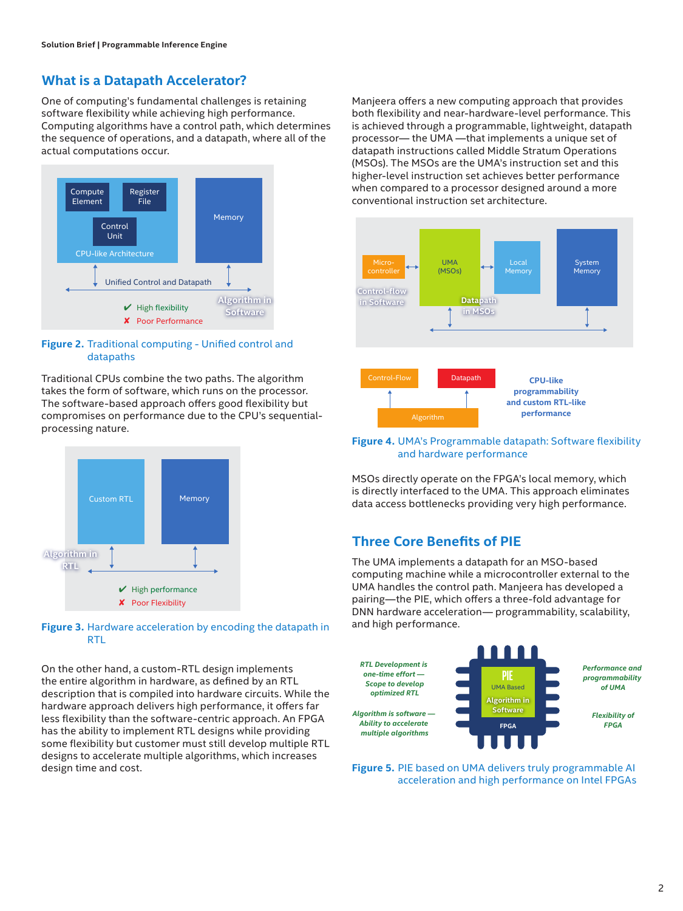## What is a Datapath Accelerator?

One of computing's fundamental challenges is retaining software flexibility while achieving high performance. Computing algorithms have a control path, which determines the sequence of operations, and a datapath, where all of the actual computations occur.

**Figure 2.** Traditional computing - Unified control and datapaths

Traditional CPUs combine the two paths. The algorithm takes the form of software, which runs on the processor. The software-based approach offers good flexibility but compromises on performance due to the CPU's sequential-processing nature.

**Figure 3.** Hardware acceleration by encoding the datapath in RTL

On the other hand, a custom-RTL design implements the entire algorithm in hardware, as defined by an RTL description that is compiled into hardware circuits. While the hardware approach delivers high performance, it offers far less flexibility than the software-centric approach. An FPGA has the ability to implement RTL designs while providing some flexibility but customer must still develop multiple RTL designs to accelerate multiple algorithms, which increases design time and cost.

Manjeera offers a new computing approach that provides both flexibility and near-hardware-level performance. This is achieved through a programmable, lightweight, datapath processor— the UMA —that implements a unique set of datapath instructions called Middle Stratum Operations (MSOs). The MSOs are the UMA's instruction set and this higher-level instruction set achieves better performance when compared to a processor designed around a more conventional instruction set architecture.

**Figure 4.** UMA's Programmable datapath: Software flexibility and hardware performance

MSOs directly operate on the FPGA's local memory, which is directly interfaced to the UMA. This approach eliminates data access bottlenecks providing very high performance.

## Three Core Benefits of PIE

The UMA implements a datapath for an MSO-based computing machine while a microcontroller external to the UMA handles the control path. Manjeera has developed a pairing—the PIE, which offers a three-fold advantage for DNN hardware acceleration— programmability, scalability, and high performance.

**Figure 5.** PIE based on UMA delivers truly programmable AI acceleration and high performance on Intel FPGAs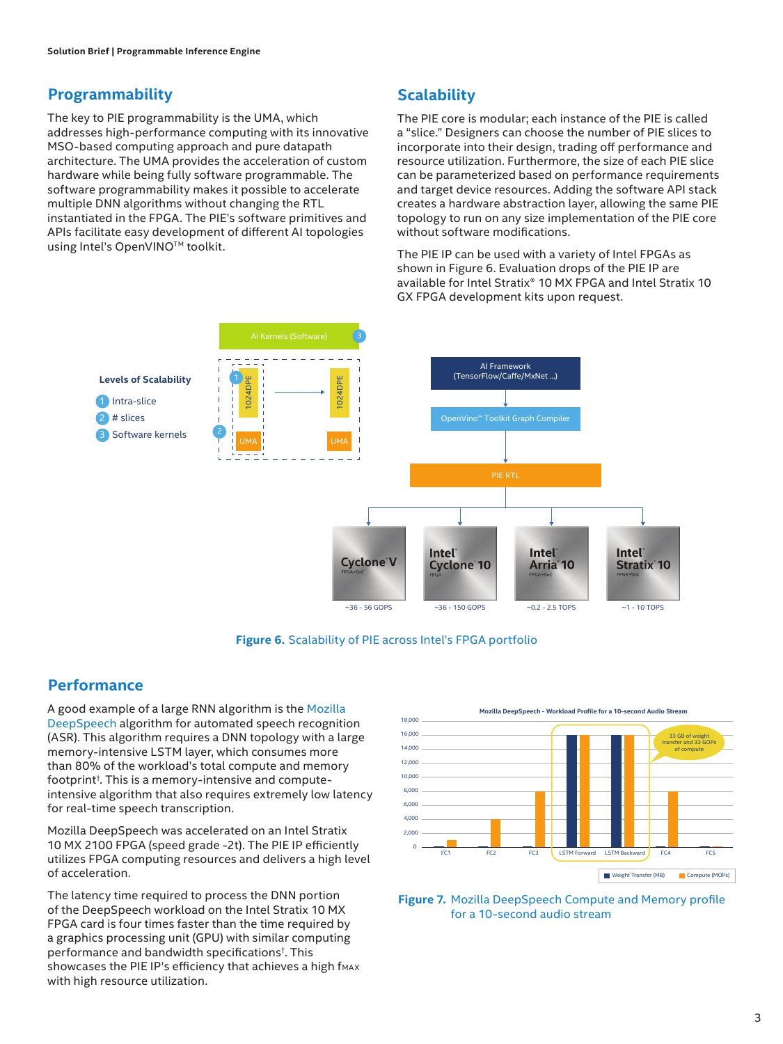## Programmability

The key to PIE programmability is the UMA, which addresses high-performance computing with its innovative MSO-based computing approach and pure datapath architecture. The UMA provides the acceleration of custom hardware while being fully software programmable. The software programmability makes it possible to accelerate multiple DNN algorithms without changing the RTL instantiated in the FPGA. The PIE's software primitives and APIs facilitate easy development of different AI topologies using Intel's OpenVINO™ toolkit.

## Scalability

The PIE core is modular; each instance of the PIE is called a "slice." Designers can choose the number of PIE slices to incorporate into their design, trading off performance and resource utilization. Furthermore, the size of each PIE slice can be parameterized based on performance requirements and target device resources. Adding the software API stack creates a hardware abstraction layer, allowing the same PIE topology to run on any size implementation of the PIE core without software modifications.

The PIE IP can be used with a variety of Intel FPGAs as shown in Figure 6. Evaluation drops of the PIE IP are available for Intel Stratix® 10 MX FPGA and Intel Stratix 10 GX FPGA development kits upon request.

**Figure 6.** Scalability of PIE across Intel's FPGA portfolio

## Performance

A good example of a large RNN algorithm is the Mozilla DeepSpeech algorithm for automated speech recognition (ASR). This algorithm requires a DNN topology with a large memory-intensive LSTM layer, which consumes more than 80% of the workload's total compute and memory footprint†. This is a memory-intensive and compute-intensive algorithm that also requires extremely low latency for real-time speech transcription.

Mozilla DeepSpeech was accelerated on an Intel Stratix 10 MX 2100 FPGA (speed grade -2t). The PIE IP efficiently utilizes FPGA computing resources and delivers a high level of acceleration.

The latency time required to process the DNN portion of the DeepSpeech workload on the Intel Stratix 10 MX FPGA card is four times faster than the time required by a graphics processing unit (GPU) with similar computing performance and bandwidth specifications†. This showcases the PIE IP's efficiency that achieves a high $f_{MAX}$ with high resource utilization.

**Figure 7.** Mozilla DeepSpeech Compute and Memory profile for a 10-second audio stream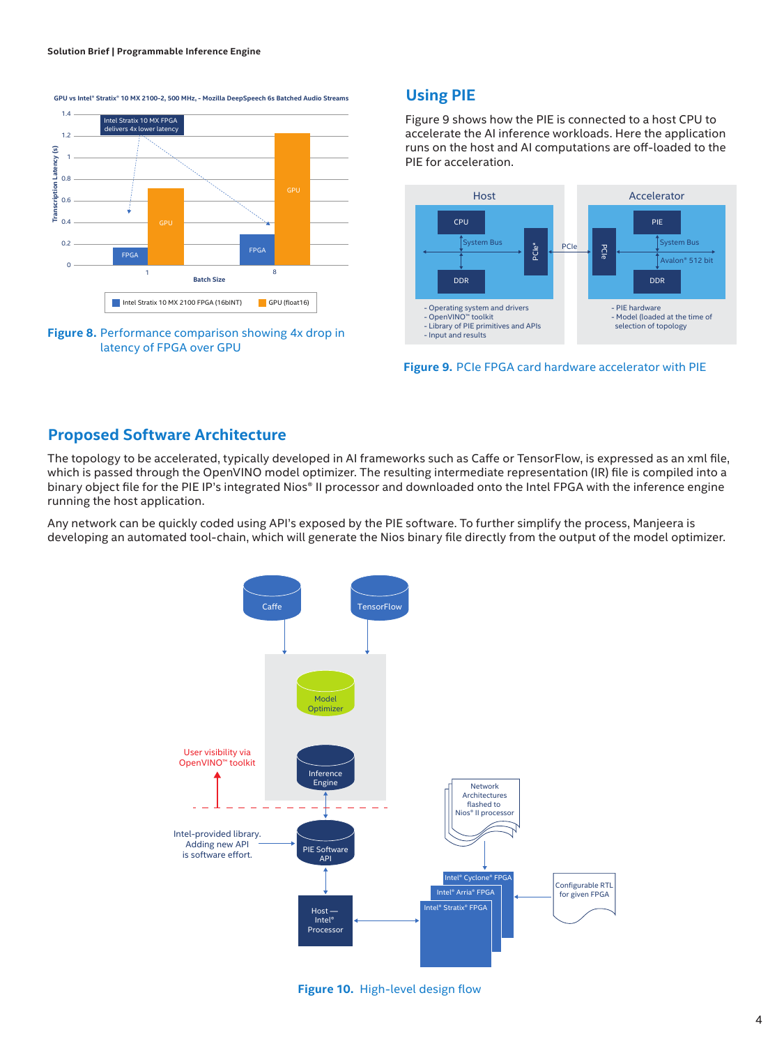Figure 8. Performance comparison showing 4x drop in latency of FPGA over GPU

## Using PIE

Figure 9 shows how the PIE is connected to a host CPU to accelerate the AI inference workloads. Here the application runs on the host and AI computations are off-loaded to the PIE for acceleration.

Figure 9. PCIe FPGA card hardware accelerator with PIE

## Proposed Software Architecture

The topology to be accelerated, typically developed in AI frameworks such as Caffe or TensorFlow, is expressed as an xml file, which is passed through the OpenVINO model optimizer. The resulting intermediate representation (IR) file is compiled into a binary object file for the PIE IP's integrated Nios® II processor and downloaded onto the Intel FPGA with the inference engine running the host application.

Any network can be quickly coded using API's exposed by the PIE software. To further simplify the process, Manjeera is developing an automated tool-chain, which will generate the Nios binary file directly from the output of the model optimizer.

Figure 10. High-level design flow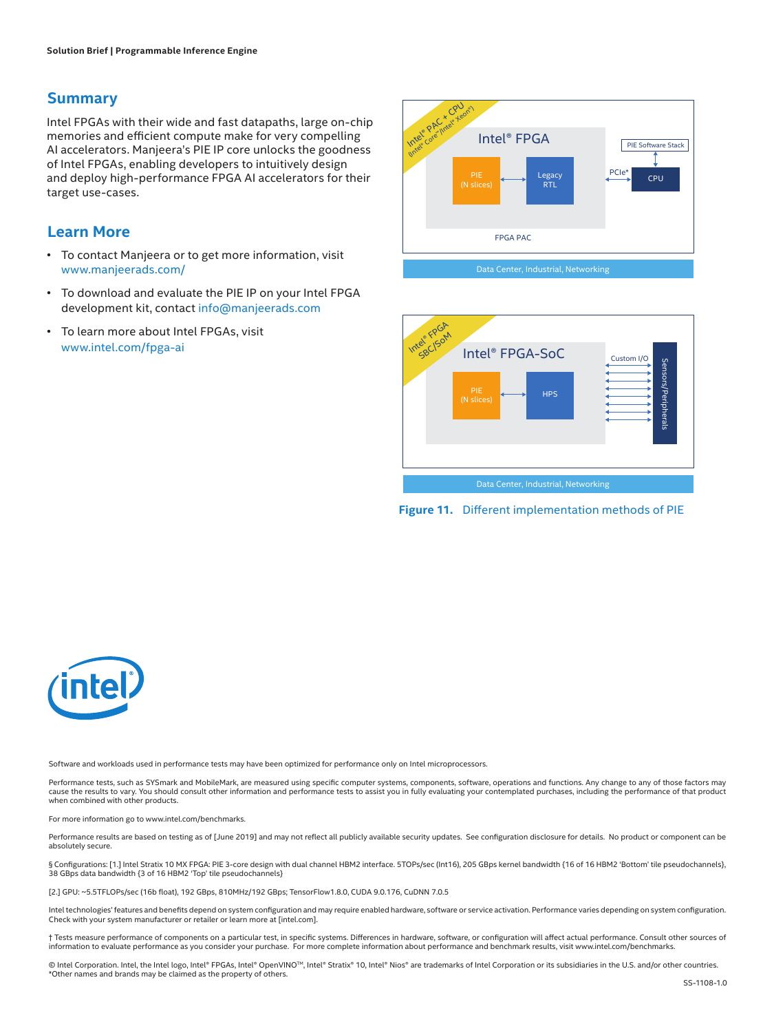## Summary

Intel FPGAs with their wide and fast datapaths, large on-chip memories and efficient compute make for very compelling AI accelerators. Manjeera's PIE IP core unlocks the goodness of Intel FPGAs, enabling developers to intuitively design and deploy high-performance FPGA AI accelerators for their target use-cases.

## Learn More

- To contact Manjeera or to get more information, visit www.manjeerads.com/
- To download and evaluate the PIE IP on your Intel FPGA development kit, contact info@manjeerads.com
- To learn more about Intel FPGAs, visit www.intel.com/fpga-ai

Intel® PAC + CPU (Intel® Core™/Intel® Xeon®)

Intel® FPGA

PIE (N slices)

Legacy RTL

PIE Software Stack

PCIe*

CPU

FPGA PAC

Data Center, Industrial, Networking

Intel® FPGA SBC/SoM

Intel® FPGA-SoC

PIE (N slices)

HPS

Custom I/O

Sensors/Peripherals

Data Center, Industrial, Networking

**Figure 11.** Different implementation methods of PIE

Software and workloads used in performance tests may have been optimized for performance only on Intel microprocessors.

Performance tests, such as SYSmark and MobileMark, are measured using specific computer systems, components, software, operations and functions. Any change to any of those factors may cause the results to vary. You should consult other information and performance tests to assist you in fully evaluating your contemplated purchases, including the performance of that product when combined with other products.

For more information go to www.intel.com/benchmarks.

Performance results are based on testing as of [June 2019] and may not reflect all publicly available security updates. See configuration disclosure for details. No product or component can be absolutely secure.

§ Configurations: [1.] Intel Stratix 10 MX FPGA: PIE 3-core design with dual channel HBM2 interface. 5TOPs/sec (Int16), 205 GBps kernel bandwidth (16 of 16 HBM2 'Bottom' tile pseudochannels), 38 GBps data bandwidth (3 of 16 HBM2 'Top' tile pseudochannels)

[2.] GPU: ~5.5TFLOPs/sec (16b float), 192 GBps, 810MHz/192 GBps; TensorFlow1.8.0, CUDA 9.0.176, CuDNN 7.0.5

Intel technologies' features and benefits depend on system configuration and may require enabled hardware, software or service activation. Performance varies depending on system configuration. Check with your system manufacturer or retailer or learn more at [intel.com].

† Tests measure performance of components on a particular test, in specific systems. Differences in hardware, software, or configuration will affect actual performance. Consult other sources of information to evaluate performance as you consider your purchase. For more complete information about performance and benchmark results, visit www.intel.com/benchmarks.

© Intel Corporation. Intel, the Intel logo, Intel® FPGAs, Intel® OpenVINO™, Intel® Stratix® 10, Intel® Nios® are trademarks of Intel Corporation or its subsidiaries in the U.S. and/or other countries.
*Other names and brands may be claimed as the property of others.

SS-1108-1.0